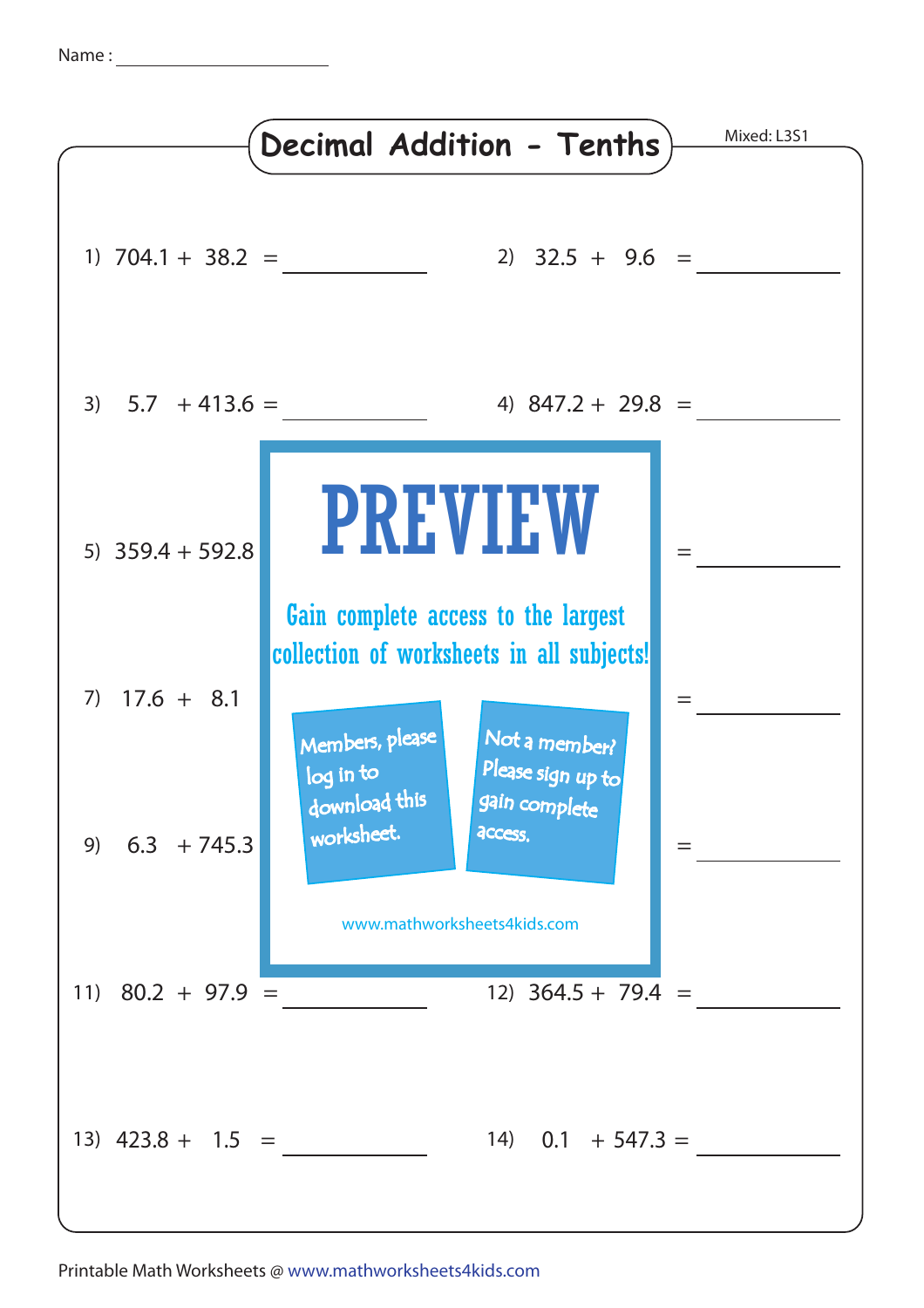Name : ____________________

# Decimal Addition - Tenths

Mixed: L3S1

1) $704.1 + 38.2 =$ ________

2) $32.5 + 9.6 =$ ________

3) $5.7 + 413.6 =$ ________

4) $847.2 + 29.8 =$ ________

5) $359.4 + 592.8$

= ________

7) $17.6 + 8.1$

= ________

9) $6.3 + 745.3$

= ________

PREVIEW

Gain complete access to the largest collection of worksheets in all subjects!

Members, please log in to download this worksheet.

Not a member? Please sign up to gain complete access.

www.mathworksheets4kids.com

11) $80.2 + 97.9 =$ ________

12) $364.5 + 79.4 =$ ________

13) $423.8 + 1.5 =$ ________

14) $0.1 + 547.3 =$ ________

Printable Math Worksheets @ www.mathworksheets4kids.com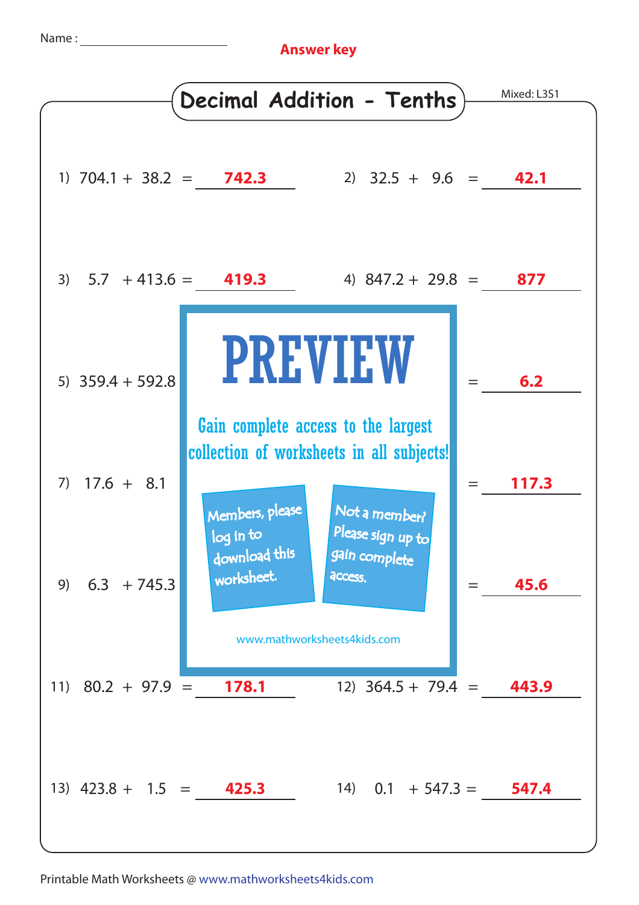Name :

**Answer key**

# Decimal Addition - Tenths

Mixed: L3S1

1) 704.1 + 38.2 = **742.3**

2) 32.5 + 9.6 = **42.1**

3) 5.7 + 413.6 = **419.3**

4) 847.2 + 29.8 = **877**

5) 359.4 + 592.8

= **6.2**

PREVIEW

Gain complete access to the largest collection of worksheets in all subjects!

Members, please log in to download this worksheet.

Not a member? Please sign up to gain complete access.

www.mathworksheets4kids.com

7) 17.6 + 8.1

= **117.3**

9) 6.3 + 745.3

= **45.6**

11) 80.2 + 97.9 = **178.1**

12) 364.5 + 79.4 = **443.9**

13) 423.8 + 1.5 = **425.3**

14) 0.1 + 547.3 = **547.4**

Printable Math Worksheets @ www.mathworksheets4kids.com